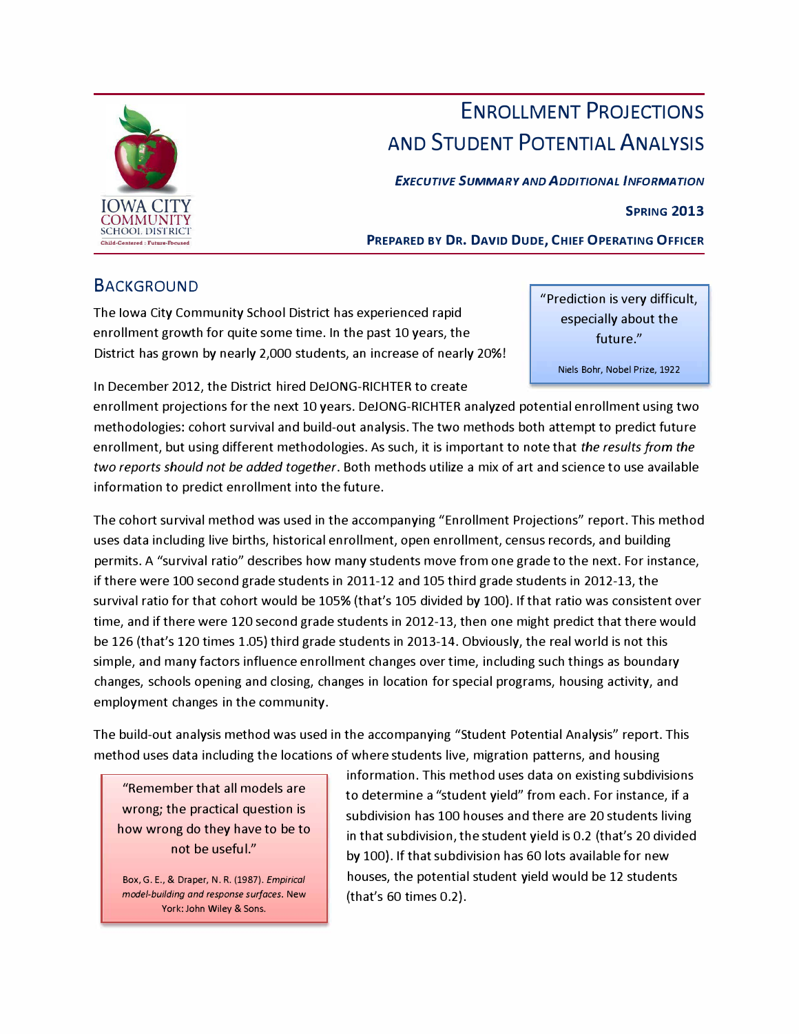IOWA CITY COMMUNITY SCHOOL DISTRICT
Child-Centered : Future-Focused

# Enrollment Projections and Student Potential Analysis

***Executive Summary and Additional Information***

**Spring 2013**

**Prepared by Dr. David Dude, Chief Operating Officer**

## Background

The Iowa City Community School District has experienced rapid enrollment growth for quite some time. In the past 10 years, the District has grown by nearly 2,000 students, an increase of nearly 20%!

> "Prediction is very difficult, especially about the future."
>
> Niels Bohr, Nobel Prize, 1922

In December 2012, the District hired DeJONG-RICHTER to create enrollment projections for the next 10 years. DeJONG-RICHTER analyzed potential enrollment using two methodologies: cohort survival and build-out analysis. The two methods both attempt to predict future enrollment, but using different methodologies. As such, it is important to note that *the results from the two reports should not be added together*. Both methods utilize a mix of art and science to use available information to predict enrollment into the future.

The cohort survival method was used in the accompanying "Enrollment Projections" report. This method uses data including live births, historical enrollment, open enrollment, census records, and building permits. A "survival ratio" describes how many students move from one grade to the next. For instance, if there were 100 second grade students in 2011-12 and 105 third grade students in 2012-13, the survival ratio for that cohort would be 105% (that's 105 divided by 100). If that ratio was consistent over time, and if there were 120 second grade students in 2012-13, then one might predict that there would be 126 (that's 120 times 1.05) third grade students in 2013-14. Obviously, the real world is not this simple, and many factors influence enrollment changes over time, including such things as boundary changes, schools opening and closing, changes in location for special programs, housing activity, and employment changes in the community.

The build-out analysis method was used in the accompanying "Student Potential Analysis" report. This method uses data including the locations of where students live, migration patterns, and housing information. This method uses data on existing subdivisions to determine a "student yield" from each. For instance, if a subdivision has 100 houses and there are 20 students living in that subdivision, the student yield is 0.2 (that's 20 divided by 100). If that subdivision has 60 lots available for new houses, the potential student yield would be 12 students (that's 60 times 0.2).

> "Remember that all models are wrong; the practical question is how wrong do they have to be to not be useful."
>
> Box, G. E., & Draper, N. R. (1987). *Empirical model-building and response surfaces*. New York: John Wiley & Sons.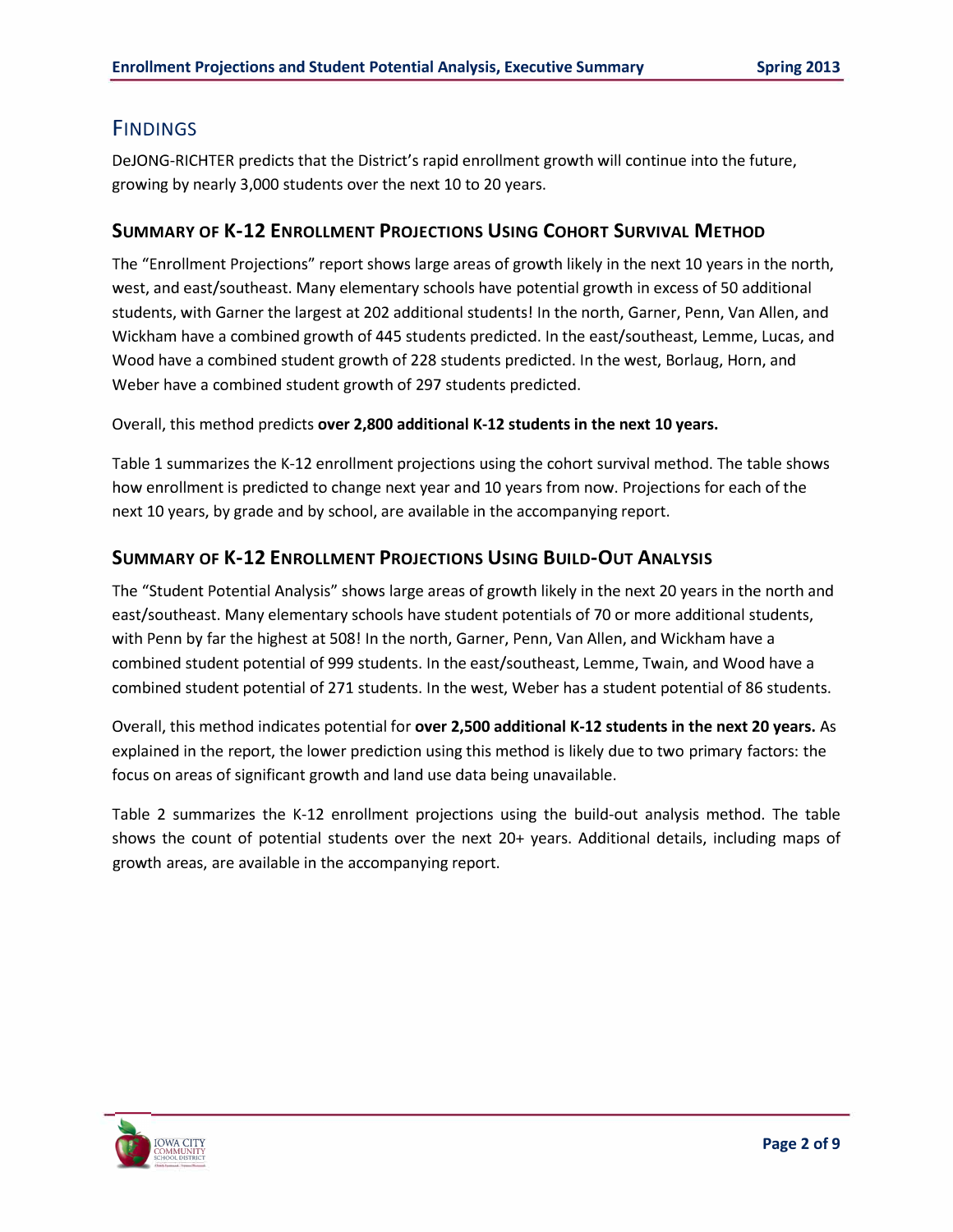## Findings

DeJONG-RICHTER predicts that the District's rapid enrollment growth will continue into the future, growing by nearly 3,000 students over the next 10 to 20 years.

### Summary of K-12 Enrollment Projections Using Cohort Survival Method

The "Enrollment Projections" report shows large areas of growth likely in the next 10 years in the north, west, and east/southeast. Many elementary schools have potential growth in excess of 50 additional students, with Garner the largest at 202 additional students! In the north, Garner, Penn, Van Allen, and Wickham have a combined growth of 445 students predicted. In the east/southeast, Lemme, Lucas, and Wood have a combined student growth of 228 students predicted. In the west, Borlaug, Horn, and Weber have a combined student growth of 297 students predicted.

Overall, this method predicts **over 2,800 additional K-12 students in the next 10 years.**

Table 1 summarizes the K-12 enrollment projections using the cohort survival method. The table shows how enrollment is predicted to change next year and 10 years from now. Projections for each of the next 10 years, by grade and by school, are available in the accompanying report.

### Summary of K-12 Enrollment Projections Using Build-Out Analysis

The "Student Potential Analysis" shows large areas of growth likely in the next 20 years in the north and east/southeast. Many elementary schools have student potentials of 70 or more additional students, with Penn by far the highest at 508! In the north, Garner, Penn, Van Allen, and Wickham have a combined student potential of 999 students. In the east/southeast, Lemme, Twain, and Wood have a combined student potential of 271 students. In the west, Weber has a student potential of 86 students.

Overall, this method indicates potential for **over 2,500 additional K-12 students in the next 20 years.** As explained in the report, the lower prediction using this method is likely due to two primary factors: the focus on areas of significant growth and land use data being unavailable.

Table 2 summarizes the K-12 enrollment projections using the build-out analysis method. The table shows the count of potential students over the next 20+ years. Additional details, including maps of growth areas, are available in the accompanying report.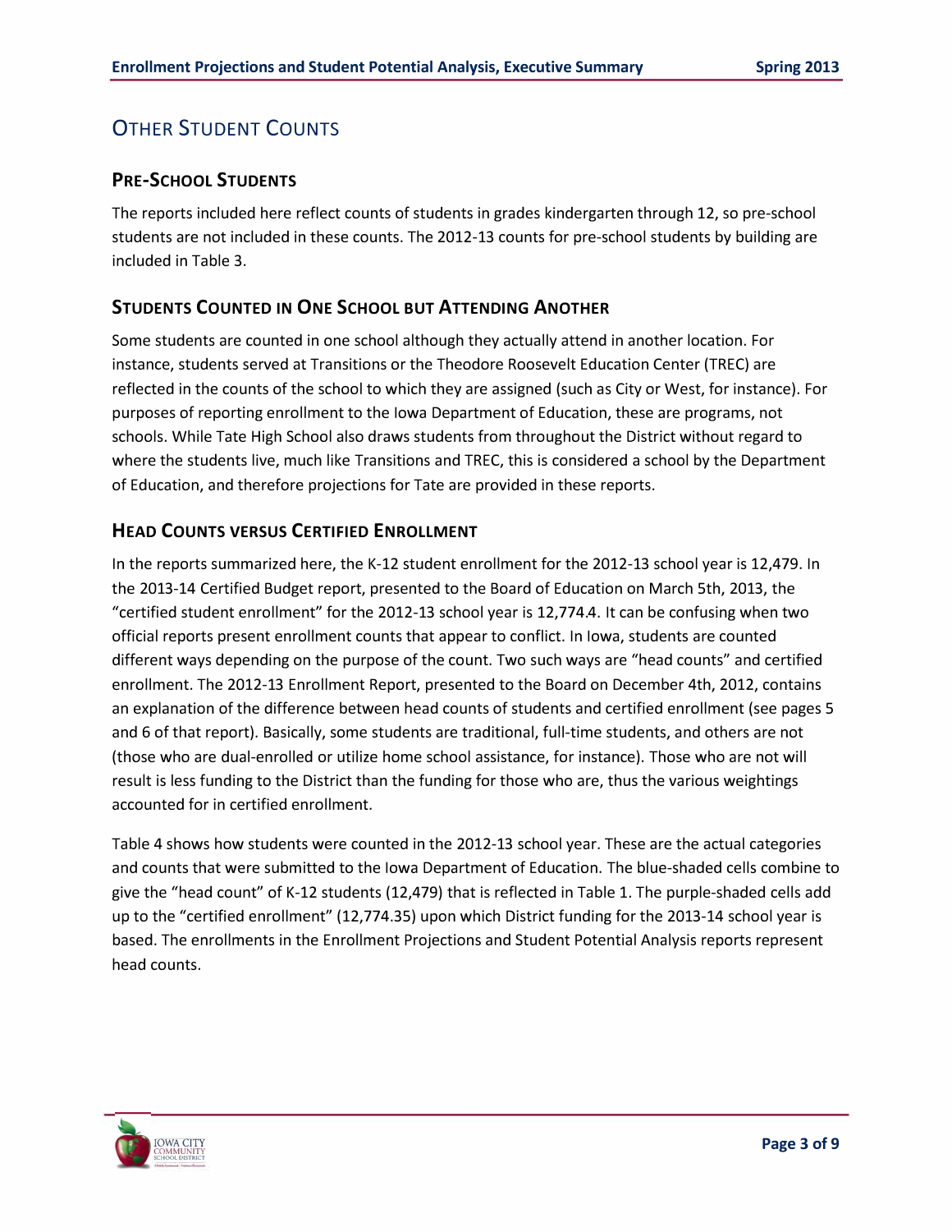## Other Student Counts

### Pre-School Students

The reports included here reflect counts of students in grades kindergarten through 12, so pre-school students are not included in these counts. The 2012-13 counts for pre-school students by building are included in Table 3.

### Students Counted in One School but Attending Another

Some students are counted in one school although they actually attend in another location. For instance, students served at Transitions or the Theodore Roosevelt Education Center (TREC) are reflected in the counts of the school to which they are assigned (such as City or West, for instance). For purposes of reporting enrollment to the Iowa Department of Education, these are programs, not schools. While Tate High School also draws students from throughout the District without regard to where the students live, much like Transitions and TREC, this is considered a school by the Department of Education, and therefore projections for Tate are provided in these reports.

### Head Counts versus Certified Enrollment

In the reports summarized here, the K-12 student enrollment for the 2012-13 school year is 12,479. In the 2013-14 Certified Budget report, presented to the Board of Education on March 5th, 2013, the "certified student enrollment" for the 2012-13 school year is 12,774.4. It can be confusing when two official reports present enrollment counts that appear to conflict. In Iowa, students are counted different ways depending on the purpose of the count. Two such ways are "head counts" and certified enrollment. The 2012-13 Enrollment Report, presented to the Board on December 4th, 2012, contains an explanation of the difference between head counts of students and certified enrollment (see pages 5 and 6 of that report). Basically, some students are traditional, full-time students, and others are not (those who are dual-enrolled or utilize home school assistance, for instance). Those who are not will result is less funding to the District than the funding for those who are, thus the various weightings accounted for in certified enrollment.

Table 4 shows how students were counted in the 2012-13 school year. These are the actual categories and counts that were submitted to the Iowa Department of Education. The blue-shaded cells combine to give the "head count" of K-12 students (12,479) that is reflected in Table 1. The purple-shaded cells add up to the "certified enrollment" (12,774.35) upon which District funding for the 2013-14 school year is based. The enrollments in the Enrollment Projections and Student Potential Analysis reports represent head counts.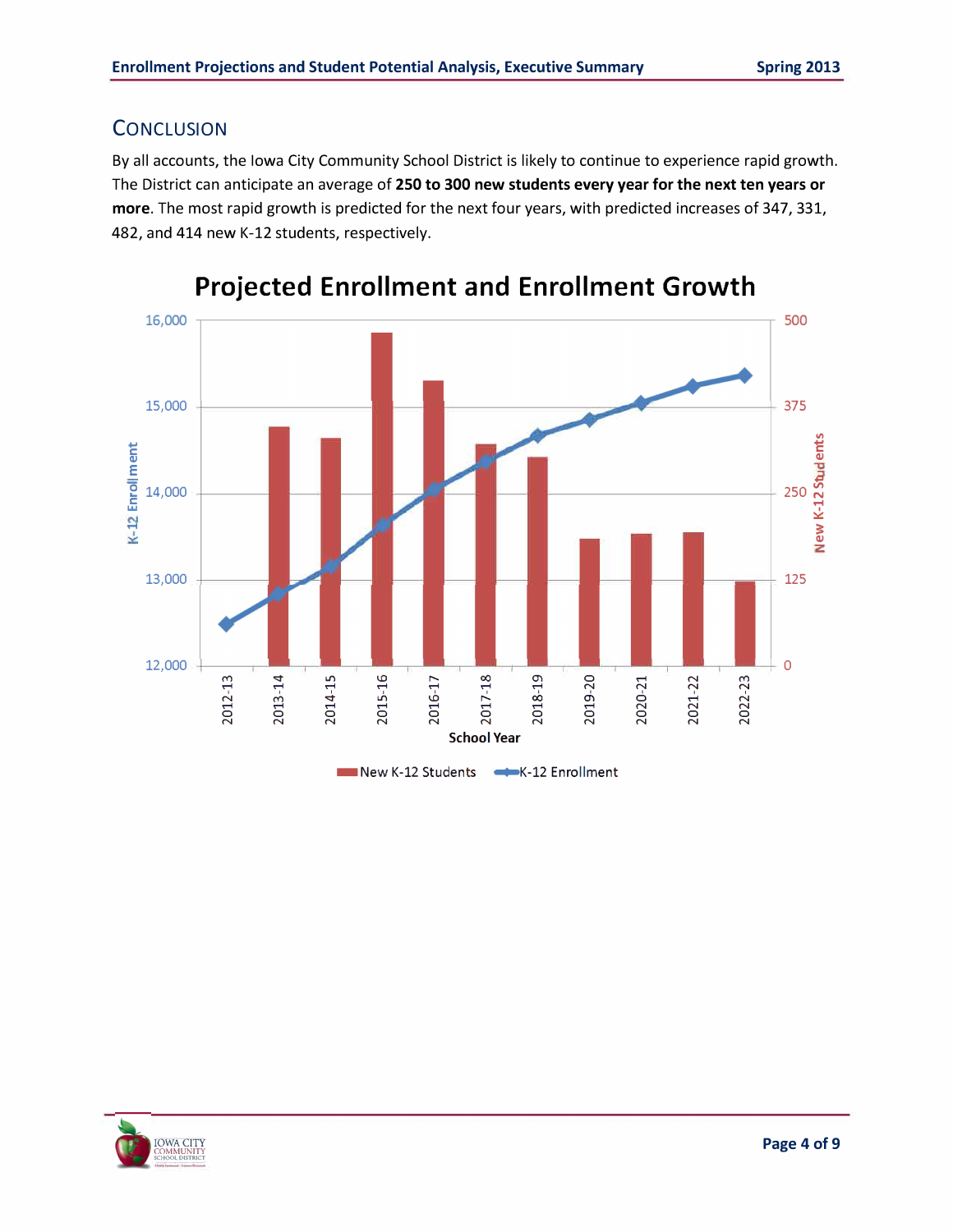## CONCLUSION

By all accounts, the Iowa City Community School District is likely to continue to experience rapid growth. The District can anticipate an average of **250 to 300 new students every year for the next ten years or more**. The most rapid growth is predicted for the next four years, with predicted increases of 347, 331, 482, and 414 new K-12 students, respectively.

**Projected Enrollment and Enrollment Growth**

K-12 Enrollment

16,000
15,000
14,000
13,000
12,000

New K-12 Students

500
375
250
125
0

School Year

2012-13
2013-14
2014-15
2015-16
2016-17
2017-18
2018-19
2019-20
2020-21
2021-22
2022-23

New K-12 Students
K-12 Enrollment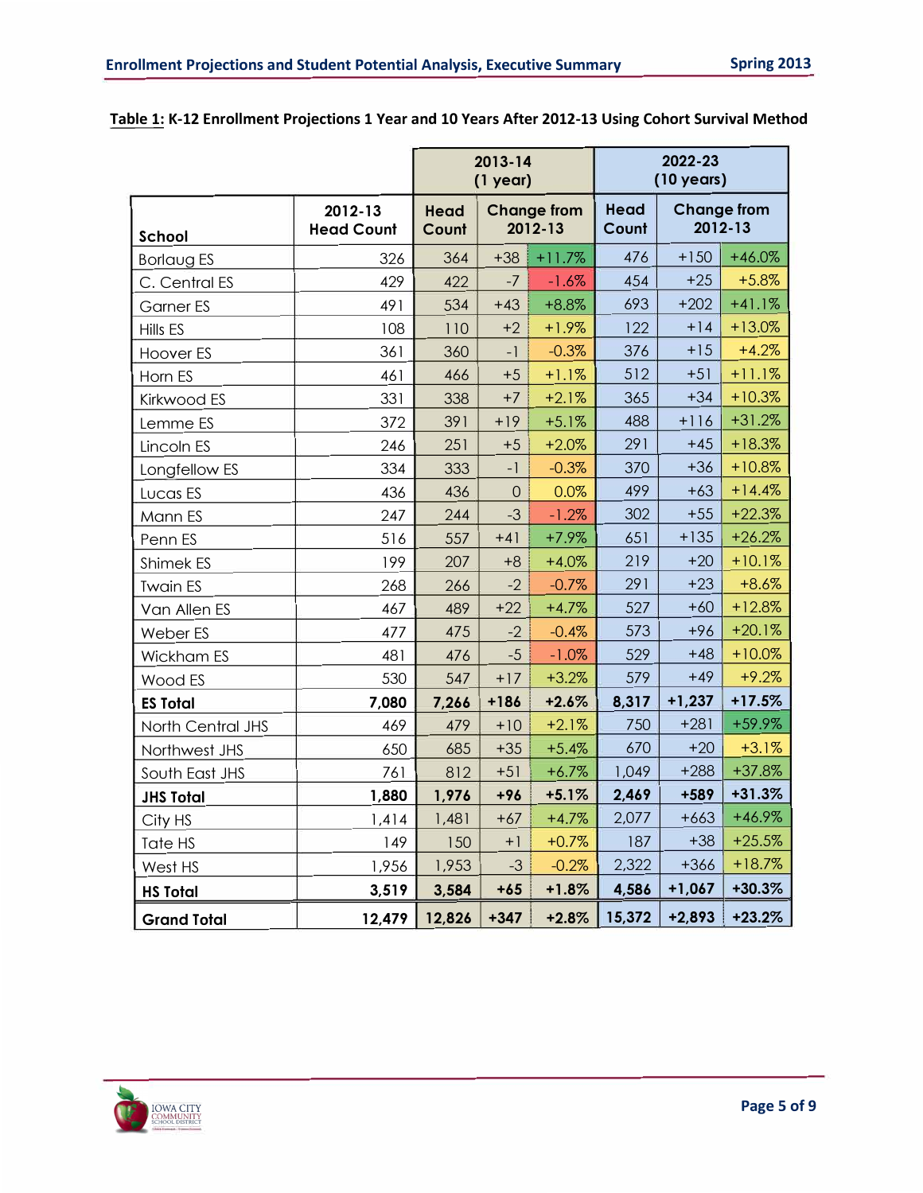**Table 1:** K-12 Enrollment Projections 1 Year and 10 Years After 2012-13 Using Cohort Survival Method

| School | 2012-13 Head Count | 2013-14 (1 year) Head Count | 2013-14 (1 year) Change from 2012-13 | | 2022-23 (10 years) Head Count | 2022-23 (10 years) Change from 2012-13 | |
|---|---|---|---|---|---|---|---|
| Borlaug ES | 326 | 364 | +38 | +11.7% | 476 | +150 | +46.0% |
| C. Central ES | 429 | 422 | -7 | -1.6% | 454 | +25 | +5.8% |
| Garner ES | 491 | 534 | +43 | +8.8% | 693 | +202 | +41.1% |
| Hills ES | 108 | 110 | +2 | +1.9% | 122 | +14 | +13.0% |
| Hoover ES | 361 | 360 | -1 | -0.3% | 376 | +15 | +4.2% |
| Horn ES | 461 | 466 | +5 | +1.1% | 512 | +51 | +11.1% |
| Kirkwood ES | 331 | 338 | +7 | +2.1% | 365 | +34 | +10.3% |
| Lemme ES | 372 | 391 | +19 | +5.1% | 488 | +116 | +31.2% |
| Lincoln ES | 246 | 251 | +5 | +2.0% | 291 | +45 | +18.3% |
| Longfellow ES | 334 | 333 | -1 | -0.3% | 370 | +36 | +10.8% |
| Lucas ES | 436 | 436 | 0 | 0.0% | 499 | +63 | +14.4% |
| Mann ES | 247 | 244 | -3 | -1.2% | 302 | +55 | +22.3% |
| Penn ES | 516 | 557 | +41 | +7.9% | 651 | +135 | +26.2% |
| Shimek ES | 199 | 207 | +8 | +4.0% | 219 | +20 | +10.1% |
| Twain ES | 268 | 266 | -2 | -0.7% | 291 | +23 | +8.6% |
| Van Allen ES | 467 | 489 | +22 | +4.7% | 527 | +60 | +12.8% |
| Weber ES | 477 | 475 | -2 | -0.4% | 573 | +96 | +20.1% |
| Wickham ES | 481 | 476 | -5 | -1.0% | 529 | +48 | +10.0% |
| Wood ES | 530 | 547 | +17 | +3.2% | 579 | +49 | +9.2% |
| **ES Total** | **7,080** | **7,266** | **+186** | **+2.6%** | **8,317** | **+1,237** | **+17.5%** |
| North Central JHS | 469 | 479 | +10 | +2.1% | 750 | +281 | +59.9% |
| Northwest JHS | 650 | 685 | +35 | +5.4% | 670 | +20 | +3.1% |
| South East JHS | 761 | 812 | +51 | +6.7% | 1,049 | +288 | +37.8% |
| **JHS Total** | **1,880** | **1,976** | **+96** | **+5.1%** | **2,469** | **+589** | **+31.3%** |
| City HS | 1,414 | 1,481 | +67 | +4.7% | 2,077 | +663 | +46.9% |
| Tate HS | 149 | 150 | +1 | +0.7% | 187 | +38 | +25.5% |
| West HS | 1,956 | 1,953 | -3 | -0.2% | 2,322 | +366 | +18.7% |
| **HS Total** | **3,519** | **3,584** | **+65** | **+1.8%** | **4,586** | **+1,067** | **+30.3%** |
| **Grand Total** | **12,479** | **12,826** | **+347** | **+2.8%** | **15,372** | **+2,893** | **+23.2%** |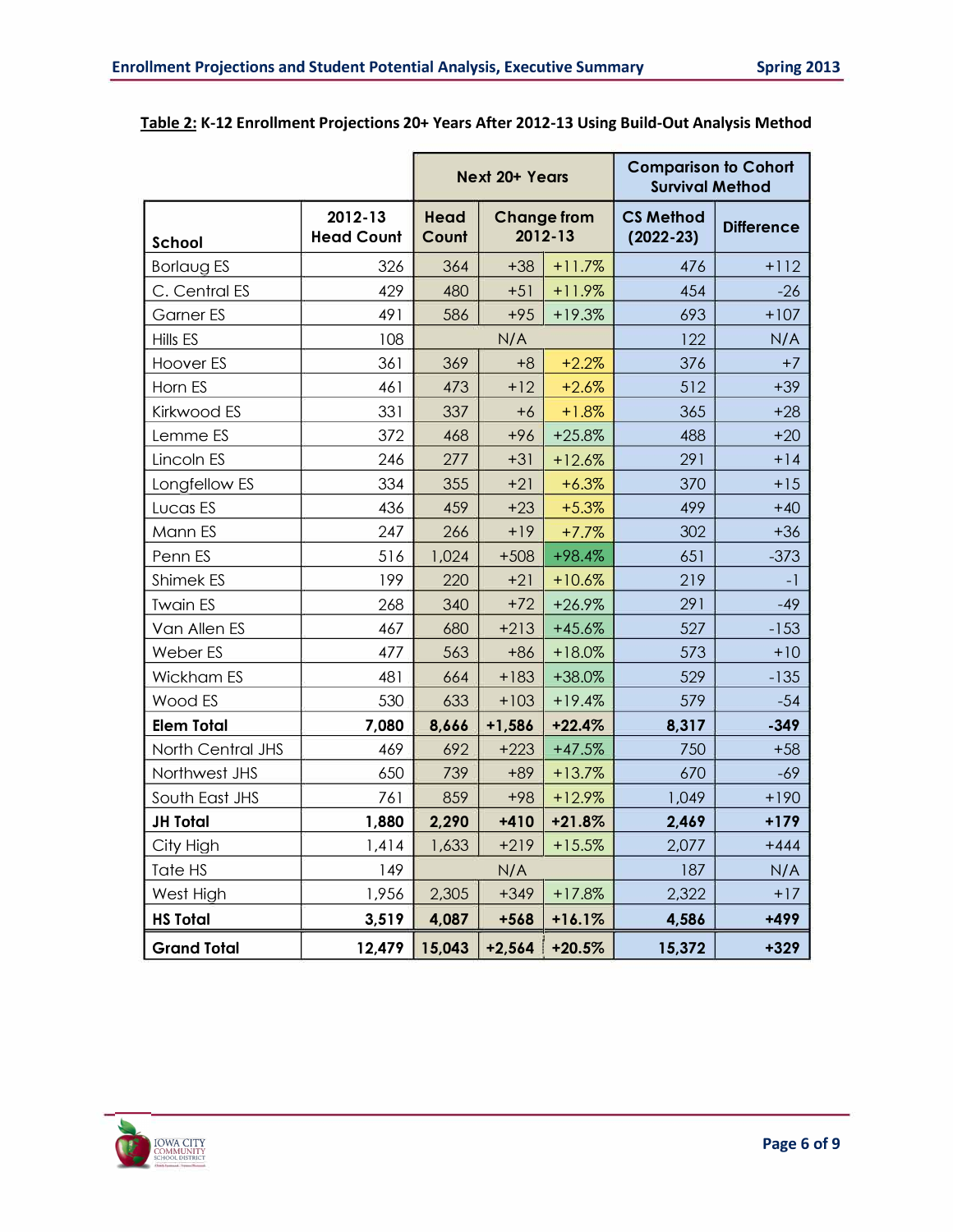**Table 2:** K-12 Enrollment Projections 20+ Years After 2012-13 Using Build-Out Analysis Method

| School | 2012-13 Head Count | Next 20+ Years | | | Comparison to Cohort Survival Method | |
|---|---|---|---|---|---|---|
| | | Head Count | Change from 2012-13 | | CS Method (2022-23) | Difference |
| Borlaug ES | 326 | 364 | +38 | +11.7% | 476 | +112 |
| C. Central ES | 429 | 480 | +51 | +11.9% | 454 | -26 |
| Garner ES | 491 | 586 | +95 | +19.3% | 693 | +107 |
| Hills ES | 108 | N/A | | | 122 | N/A |
| Hoover ES | 361 | 369 | +8 | +2.2% | 376 | +7 |
| Horn ES | 461 | 473 | +12 | +2.6% | 512 | +39 |
| Kirkwood ES | 331 | 337 | +6 | +1.8% | 365 | +28 |
| Lemme ES | 372 | 468 | +96 | +25.8% | 488 | +20 |
| Lincoln ES | 246 | 277 | +31 | +12.6% | 291 | +14 |
| Longfellow ES | 334 | 355 | +21 | +6.3% | 370 | +15 |
| Lucas ES | 436 | 459 | +23 | +5.3% | 499 | +40 |
| Mann ES | 247 | 266 | +19 | +7.7% | 302 | +36 |
| Penn ES | 516 | 1,024 | +508 | +98.4% | 651 | -373 |
| Shimek ES | 199 | 220 | +21 | +10.6% | 219 | -1 |
| Twain ES | 268 | 340 | +72 | +26.9% | 291 | -49 |
| Van Allen ES | 467 | 680 | +213 | +45.6% | 527 | -153 |
| Weber ES | 477 | 563 | +86 | +18.0% | 573 | +10 |
| Wickham ES | 481 | 664 | +183 | +38.0% | 529 | -135 |
| Wood ES | 530 | 633 | +103 | +19.4% | 579 | -54 |
| **Elem Total** | **7,080** | **8,666** | **+1,586** | **+22.4%** | **8,317** | **-349** |
| North Central JHS | 469 | 692 | +223 | +47.5% | 750 | +58 |
| Northwest JHS | 650 | 739 | +89 | +13.7% | 670 | -69 |
| South East JHS | 761 | 859 | +98 | +12.9% | 1,049 | +190 |
| **JH Total** | **1,880** | **2,290** | **+410** | **+21.8%** | **2,469** | **+179** |
| City High | 1,414 | 1,633 | +219 | +15.5% | 2,077 | +444 |
| Tate HS | 149 | N/A | | | 187 | N/A |
| West High | 1,956 | 2,305 | +349 | +17.8% | 2,322 | +17 |
| **HS Total** | **3,519** | **4,087** | **+568** | **+16.1%** | **4,586** | **+499** |
| **Grand Total** | **12,479** | **15,043** | **+2,564** | **+20.5%** | **15,372** | **+329** |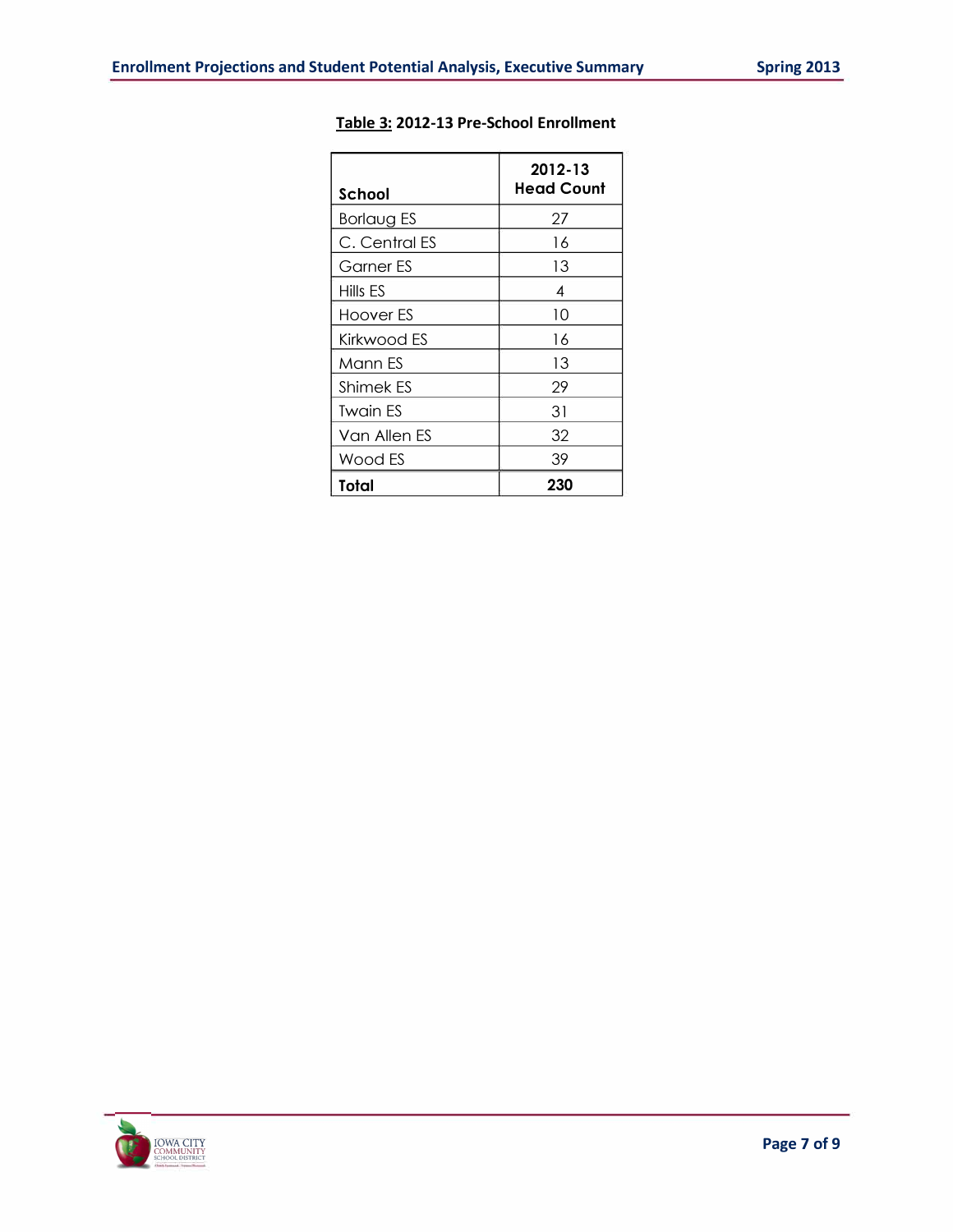**Table 3: 2012-13 Pre-School Enrollment**

| School | 2012-13 Head Count |
|---|---|
| Borlaug ES | 27 |
| C. Central ES | 16 |
| Garner ES | 13 |
| Hills ES | 4 |
| Hoover ES | 10 |
| Kirkwood ES | 16 |
| Mann ES | 13 |
| Shimek ES | 29 |
| Twain ES | 31 |
| Van Allen ES | 32 |
| Wood ES | 39 |
| **Total** | **230** |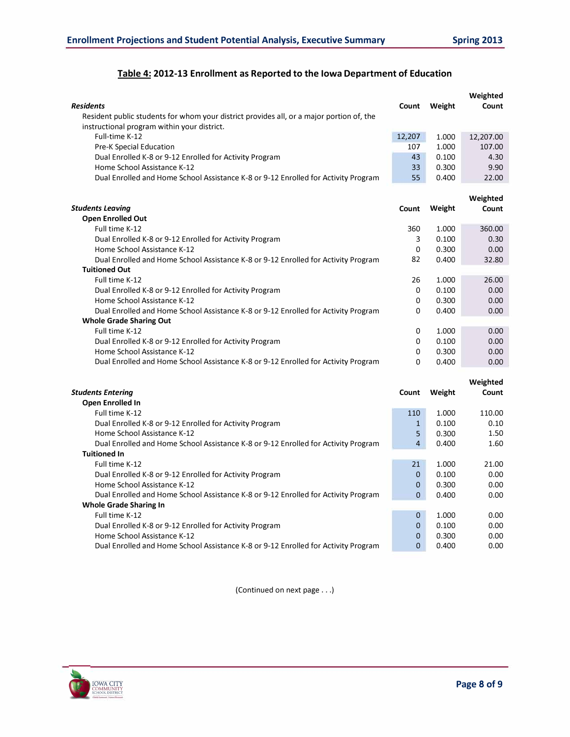## Table 4: 2012-13 Enrollment as Reported to the Iowa Department of Education

| *Residents* | Count | Weight | Weighted Count |
|---|---|---|---|
| Resident public students for whom your district provides all, or a major portion of, the instructional program within your district. | | | |
| Full-time K-12 | 12,207 | 1.000 | 12,207.00 |
| Pre-K Special Education | 107 | 1.000 | 107.00 |
| Dual Enrolled K-8 or 9-12 Enrolled for Activity Program | 43 | 0.100 | 4.30 |
| Home School Assistance K-12 | 33 | 0.300 | 9.90 |
| Dual Enrolled and Home School Assistance K-8 or 9-12 Enrolled for Activity Program | 55 | 0.400 | 22.00 |

| *Students Leaving* | Count | Weight | Weighted Count |
|---|---|---|---|
| **Open Enrolled Out** | | | |
| Full time K-12 | 360 | 1.000 | 360.00 |
| Dual Enrolled K-8 or 9-12 Enrolled for Activity Program | 3 | 0.100 | 0.30 |
| Home School Assistance K-12 | 0 | 0.300 | 0.00 |
| Dual Enrolled and Home School Assistance K-8 or 9-12 Enrolled for Activity Program | 82 | 0.400 | 32.80 |
| **Tuitioned Out** | | | |
| Full time K-12 | 26 | 1.000 | 26.00 |
| Dual Enrolled K-8 or 9-12 Enrolled for Activity Program | 0 | 0.100 | 0.00 |
| Home School Assistance K-12 | 0 | 0.300 | 0.00 |
| Dual Enrolled and Home School Assistance K-8 or 9-12 Enrolled for Activity Program | 0 | 0.400 | 0.00 |
| **Whole Grade Sharing Out** | | | |
| Full time K-12 | 0 | 1.000 | 0.00 |
| Dual Enrolled K-8 or 9-12 Enrolled for Activity Program | 0 | 0.100 | 0.00 |
| Home School Assistance K-12 | 0 | 0.300 | 0.00 |
| Dual Enrolled and Home School Assistance K-8 or 9-12 Enrolled for Activity Program | 0 | 0.400 | 0.00 |

| *Students Entering* | Count | Weight | Weighted Count |
|---|---|---|---|
| **Open Enrolled In** | | | |
| Full time K-12 | 110 | 1.000 | 110.00 |
| Dual Enrolled K-8 or 9-12 Enrolled for Activity Program | 1 | 0.100 | 0.10 |
| Home School Assistance K-12 | 5 | 0.300 | 1.50 |
| Dual Enrolled and Home School Assistance K-8 or 9-12 Enrolled for Activity Program | 4 | 0.400 | 1.60 |
| **Tuitioned In** | | | |
| Full time K-12 | 21 | 1.000 | 21.00 |
| Dual Enrolled K-8 or 9-12 Enrolled for Activity Program | 0 | 0.100 | 0.00 |
| Home School Assistance K-12 | 0 | 0.300 | 0.00 |
| Dual Enrolled and Home School Assistance K-8 or 9-12 Enrolled for Activity Program | 0 | 0.400 | 0.00 |
| **Whole Grade Sharing In** | | | |
| Full time K-12 | 0 | 1.000 | 0.00 |
| Dual Enrolled K-8 or 9-12 Enrolled for Activity Program | 0 | 0.100 | 0.00 |
| Home School Assistance K-12 | 0 | 0.300 | 0.00 |
| Dual Enrolled and Home School Assistance K-8 or 9-12 Enrolled for Activity Program | 0 | 0.400 | 0.00 |

(Continued on next page . . .)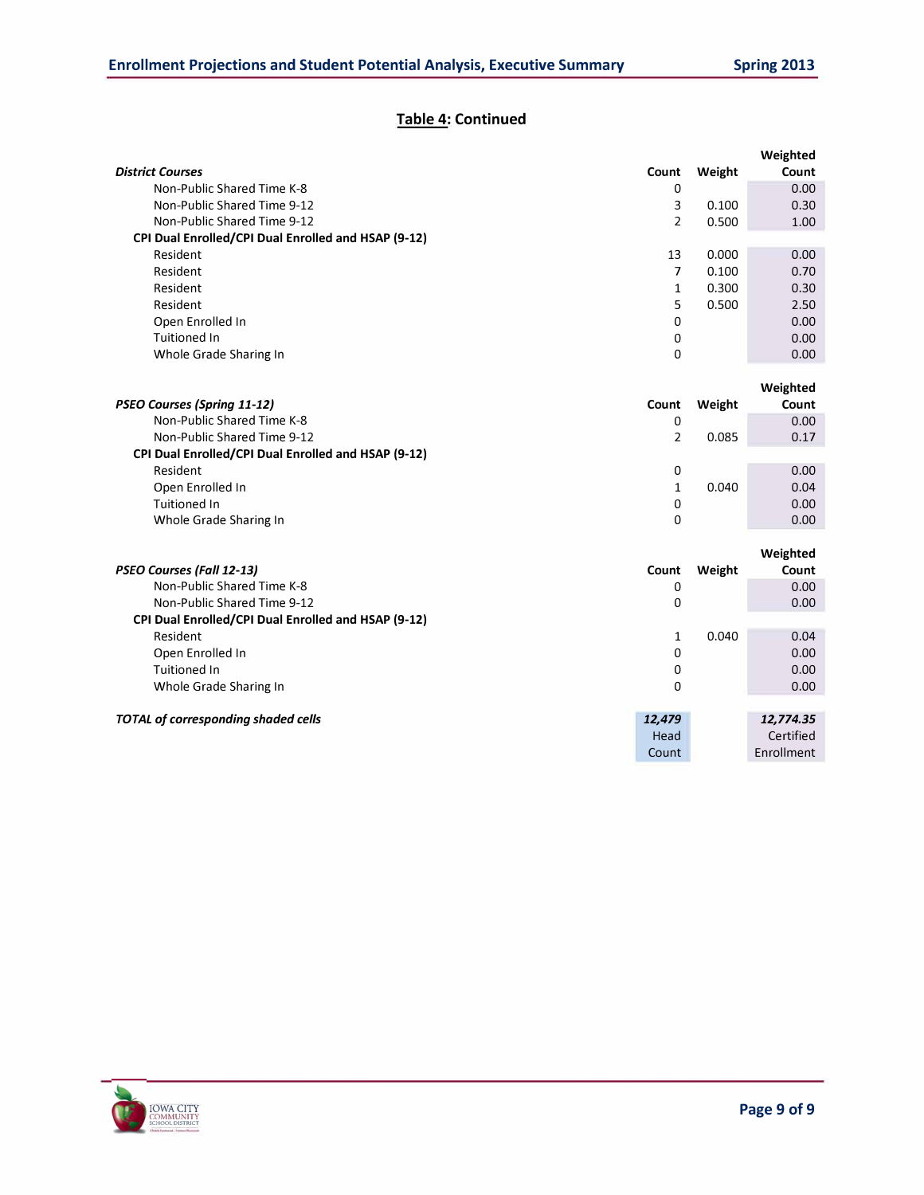## Table 4: Continued

| District Courses | Count | Weight | Weighted Count |
|---|---|---|---|
| Non-Public Shared Time K-8 | 0 | | 0.00 |
| Non-Public Shared Time 9-12 | 3 | 0.100 | 0.30 |
| Non-Public Shared Time 9-12 | 2 | 0.500 | 1.00 |
| **CPI Dual Enrolled/CPI Dual Enrolled and HSAP (9-12)** | | | |
| Resident | 13 | 0.000 | 0.00 |
| Resident | 7 | 0.100 | 0.70 |
| Resident | 1 | 0.300 | 0.30 |
| Resident | 5 | 0.500 | 2.50 |
| Open Enrolled In | 0 | | 0.00 |
| Tuitioned In | 0 | | 0.00 |
| Whole Grade Sharing In | 0 | | 0.00 |

| PSEO Courses (Spring 11-12) | Count | Weight | Weighted Count |
|---|---|---|---|
| Non-Public Shared Time K-8 | 0 | | 0.00 |
| Non-Public Shared Time 9-12 | 2 | 0.085 | 0.17 |
| **CPI Dual Enrolled/CPI Dual Enrolled and HSAP (9-12)** | | | |
| Resident | 0 | | 0.00 |
| Open Enrolled In | 1 | 0.040 | 0.04 |
| Tuitioned In | 0 | | 0.00 |
| Whole Grade Sharing In | 0 | | 0.00 |

| PSEO Courses (Fall 12-13) | Count | Weight | Weighted Count |
|---|---|---|---|
| Non-Public Shared Time K-8 | 0 | | 0.00 |
| Non-Public Shared Time 9-12 | 0 | | 0.00 |
| **CPI Dual Enrolled/CPI Dual Enrolled and HSAP (9-12)** | | | |
| Resident | 1 | 0.040 | 0.04 |
| Open Enrolled In | 0 | | 0.00 |
| Tuitioned In | 0 | | 0.00 |
| Whole Grade Sharing In | 0 | | 0.00 |
| ***TOTAL of corresponding shaded cells*** | ***12,479*** Head Count | | ***12,774.35*** Certified Enrollment |